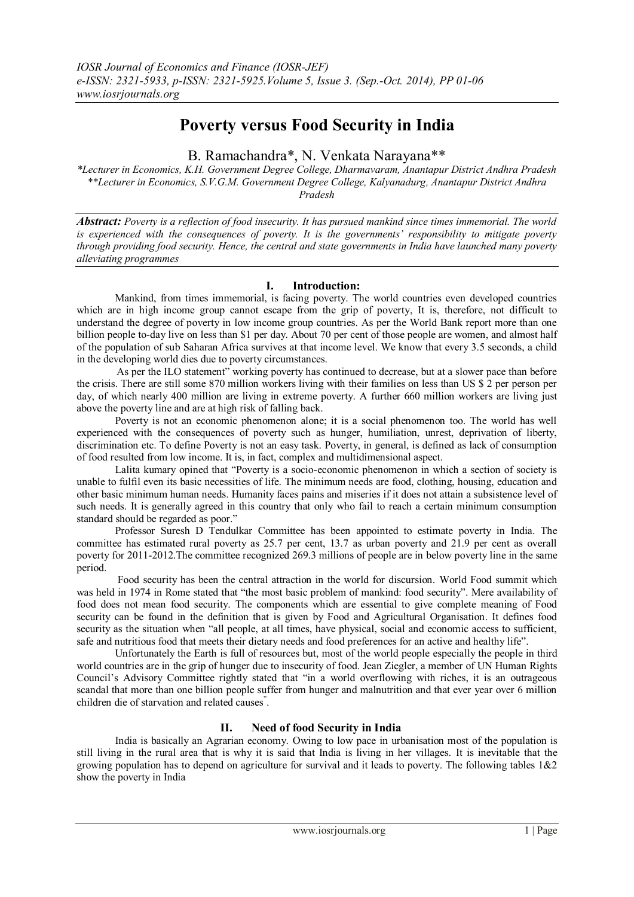# Poverty versus Food Security in India

B. Ramachandra*, N. Venkata Narayana**

*\*Lecturer in Economics, K.H. Government Degree College, Dharmavaram, Anantapur District Andhra Pradesh*
*\*\*Lecturer in Economics, S.V.G.M. Government Degree College, Kalyanadurg, Anantapur District Andhra Pradesh*

***Abstract:*** *Poverty is a reflection of food insecurity. It has pursued mankind since times immemorial. The world is experienced with the consequences of poverty. It is the governments' responsibility to mitigate poverty through providing food security. Hence, the central and state governments in India have launched many poverty alleviating programmes*

## I. Introduction:

Mankind, from times immemorial, is facing poverty. The world countries even developed countries which are in high income group cannot escape from the grip of poverty, It is, therefore, not difficult to understand the degree of poverty in low income group countries. As per the World Bank report more than one billion people to-day live on less than $1 per day. About 70 per cent of those people are women, and almost half of the population of sub Saharan Africa survives at that income level. We know that every 3.5 seconds, a child in the developing world dies due to poverty circumstances.

As per the ILO statement" working poverty has continued to decrease, but at a slower pace than before the crisis. There are still some 870 million workers living with their families on less than US $ 2 per person per day, of which nearly 400 million are living in extreme poverty. A further 660 million workers are living just above the poverty line and are at high risk of falling back.

Poverty is not an economic phenomenon alone; it is a social phenomenon too. The world has well experienced with the consequences of poverty such as hunger, humiliation, unrest, deprivation of liberty, discrimination etc. To define Poverty is not an easy task. Poverty, in general, is defined as lack of consumption of food resulted from low income. It is, in fact, complex and multidimensional aspect.

Lalita kumary opined that "Poverty is a socio-economic phenomenon in which a section of society is unable to fulfil even its basic necessities of life. The minimum needs are food, clothing, housing, education and other basic minimum human needs. Humanity faces pains and miseries if it does not attain a subsistence level of such needs. It is generally agreed in this country that only who fail to reach a certain minimum consumption standard should be regarded as poor."

Professor Suresh D Tendulkar Committee has been appointed to estimate poverty in India. The committee has estimated rural poverty as 25.7 per cent, 13.7 as urban poverty and 21.9 per cent as overall poverty for 2011-2012.The committee recognized 269.3 millions of people are in below poverty line in the same period.

Food security has been the central attraction in the world for discursion. World Food summit which was held in 1974 in Rome stated that "the most basic problem of mankind: food security". Mere availability of food does not mean food security. The components which are essential to give complete meaning of Food security can be found in the definition that is given by Food and Agricultural Organisation. It defines food security as the situation when "all people, at all times, have physical, social and economic access to sufficient, safe and nutritious food that meets their dietary needs and food preferences for an active and healthy life".

Unfortunately the Earth is full of resources but, most of the world people especially the people in third world countries are in the grip of hunger due to insecurity of food. Jean Ziegler, a member of UN Human Rights Council's Advisory Committee rightly stated that "in a world overflowing with riches, it is an outrageous scandal that more than one billion people suffer from hunger and malnutrition and that ever year over 6 million children die of starvation and related causes".

## II. Need of food Security in India

India is basically an Agrarian economy. Owing to low pace in urbanisation most of the population is still living in the rural area that is why it is said that India is living in her villages. It is inevitable that the growing population has to depend on agriculture for survival and it leads to poverty. The following tables 1&2 show the poverty in India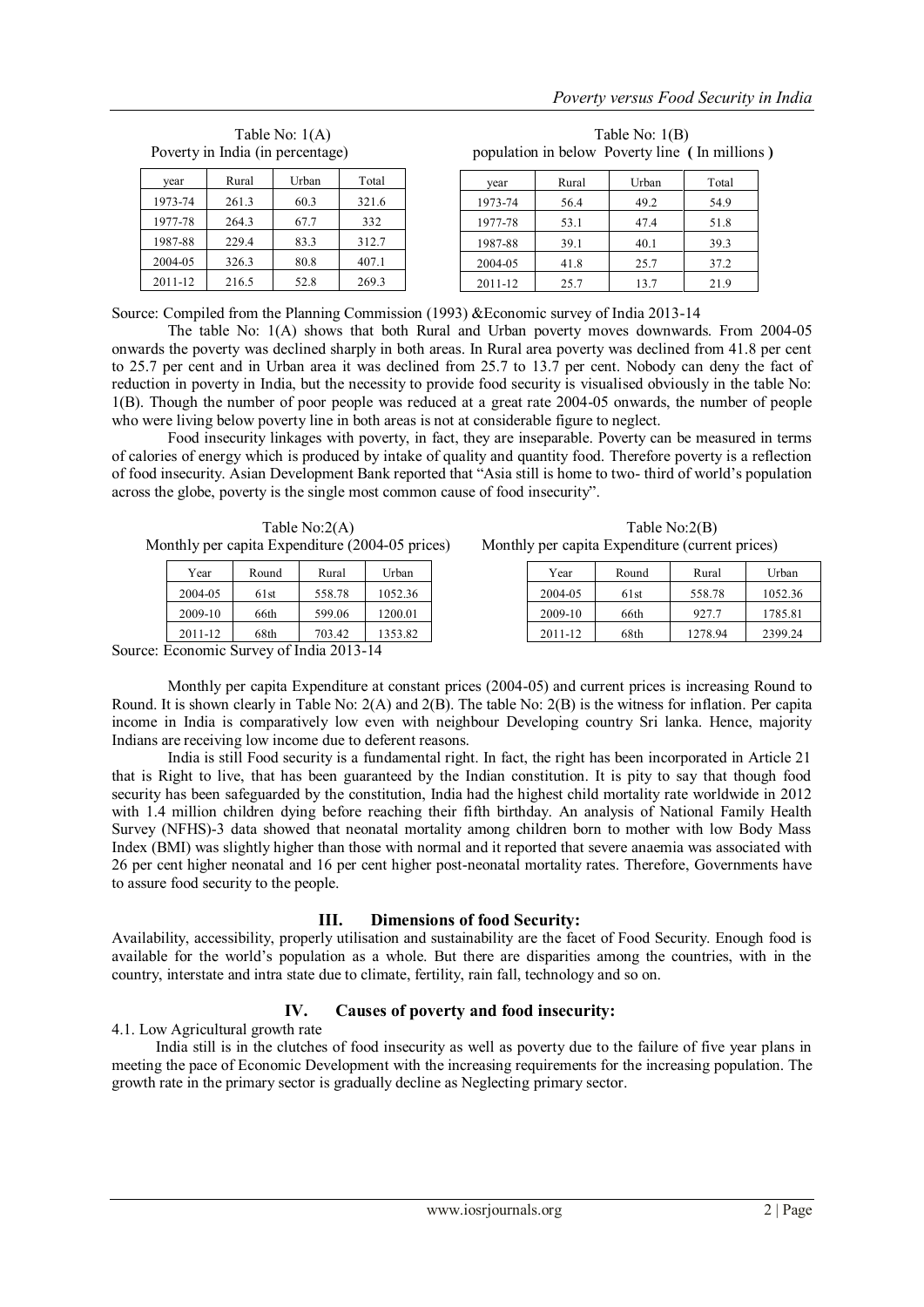Table No: 1(A)
Poverty in India (in percentage)

| year | Rural | Urban | Total |
|---|---|---|---|
| 1973-74 | 261.3 | 60.3 | 321.6 |
| 1977-78 | 264.3 | 67.7 | 332 |
| 1987-88 | 229.4 | 83.3 | 312.7 |
| 2004-05 | 326.3 | 80.8 | 407.1 |
| 2011-12 | 216.5 | 52.8 | 269.3 |

Table No: 1(B)
population in below Poverty line **(** In millions **)**

| year | Rural | Urban | Total |
|---|---|---|---|
| 1973-74 | 56.4 | 49.2 | 54.9 |
| 1977-78 | 53.1 | 47.4 | 51.8 |
| 1987-88 | 39.1 | 40.1 | 39.3 |
| 2004-05 | 41.8 | 25.7 | 37.2 |
| 2011-12 | 25.7 | 13.7 | 21.9 |

Source: Compiled from the Planning Commission (1993) &Economic survey of India 2013-14

The table No: 1(A) shows that both Rural and Urban poverty moves downwards. From 2004-05 onwards the poverty was declined sharply in both areas. In Rural area poverty was declined from 41.8 per cent to 25.7 per cent and in Urban area it was declined from 25.7 to 13.7 per cent. Nobody can deny the fact of reduction in poverty in India, but the necessity to provide food security is visualised obviously in the table No: 1(B). Though the number of poor people was reduced at a great rate 2004-05 onwards, the number of people who were living below poverty line in both areas is not at considerable figure to neglect.

Food insecurity linkages with poverty, in fact, they are inseparable. Poverty can be measured in terms of calories of energy which is produced by intake of quality and quantity food. Therefore poverty is a reflection of food insecurity. Asian Development Bank reported that "Asia still is home to two- third of world's population across the globe, poverty is the single most common cause of food insecurity".

Table No:2(A)
Monthly per capita Expenditure (2004-05 prices)

| Year | Round | Rural | Urban |
|---|---|---|---|
| 2004-05 | 61st | 558.78 | 1052.36 |
| 2009-10 | 66th | 599.06 | 1200.01 |
| 2011-12 | 68th | 703.42 | 1353.82 |

Table No:2(B)
Monthly per capita Expenditure (current prices)

| Year | Round | Rural | Urban |
|---|---|---|---|
| 2004-05 | 61st | 558.78 | 1052.36 |
| 2009-10 | 66th | 927.7 | 1785.81 |
| 2011-12 | 68th | 1278.94 | 2399.24 |

Source: Economic Survey of India 2013-14

Monthly per capita Expenditure at constant prices (2004-05) and current prices is increasing Round to Round. It is shown clearly in Table No: 2(A) and 2(B). The table No: 2(B) is the witness for inflation. Per capita income in India is comparatively low even with neighbour Developing country Sri lanka. Hence, majority Indians are receiving low income due to deferent reasons.

India is still Food security is a fundamental right. In fact, the right has been incorporated in Article 21 that is Right to live, that has been guaranteed by the Indian constitution. It is pity to say that though food security has been safeguarded by the constitution, India had the highest child mortality rate worldwide in 2012 with 1.4 million children dying before reaching their fifth birthday. An analysis of National Family Health Survey (NFHS)-3 data showed that neonatal mortality among children born to mother with low Body Mass Index (BMI) was slightly higher than those with normal and it reported that severe anaemia was associated with 26 per cent higher neonatal and 16 per cent higher post-neonatal mortality rates. Therefore, Governments have to assure food security to the people.

## III. Dimensions of food Security:

Availability, accessibility, properly utilisation and sustainability are the facet of Food Security. Enough food is available for the world's population as a whole. But there are disparities among the countries, with in the country, interstate and intra state due to climate, fertility, rain fall, technology and so on.

## IV. Causes of poverty and food insecurity:

4.1. Low Agricultural growth rate

India still is in the clutches of food insecurity as well as poverty due to the failure of five year plans in meeting the pace of Economic Development with the increasing requirements for the increasing population. The growth rate in the primary sector is gradually decline as Neglecting primary sector.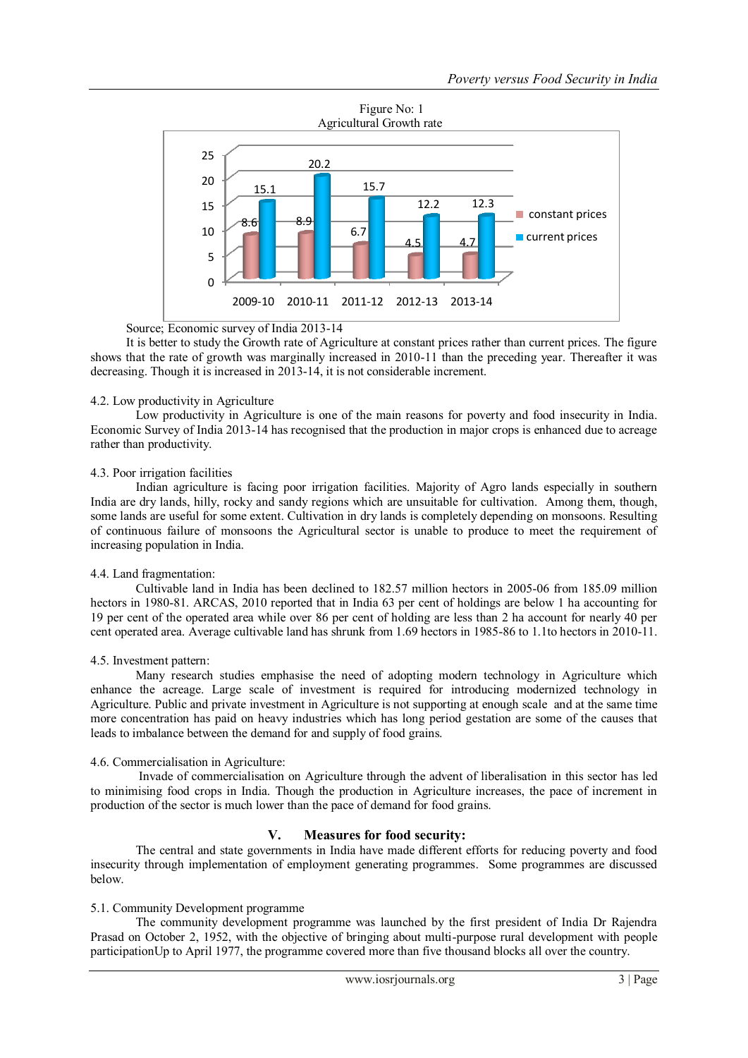Figure No: 1
Agricultural Growth rate

| Year | constant prices | current prices |
| --- | --- | --- |
| 2009-10 | 8.6 | 15.1 |
| 2010-11 | 8.9 | 20.2 |
| 2011-12 | 6.7 | 15.7 |
| 2012-13 | 4.5 | 12.2 |
| 2013-14 | 4.7 | 12.3 |

Source; Economic survey of India 2013-14

It is better to study the Growth rate of Agriculture at constant prices rather than current prices. The figure shows that the rate of growth was marginally increased in 2010-11 than the preceding year. Thereafter it was decreasing. Though it is increased in 2013-14, it is not considerable increment.

4.2. Low productivity in Agriculture

Low productivity in Agriculture is one of the main reasons for poverty and food insecurity in India. Economic Survey of India 2013-14 has recognised that the production in major crops is enhanced due to acreage rather than productivity.

4.3. Poor irrigation facilities

Indian agriculture is facing poor irrigation facilities. Majority of Agro lands especially in southern India are dry lands, hilly, rocky and sandy regions which are unsuitable for cultivation. Among them, though, some lands are useful for some extent. Cultivation in dry lands is completely depending on monsoons. Resulting of continuous failure of monsoons the Agricultural sector is unable to produce to meet the requirement of increasing population in India.

4.4. Land fragmentation:

Cultivable land in India has been declined to 182.57 million hectors in 2005-06 from 185.09 million hectors in 1980-81. ARCAS, 2010 reported that in India 63 per cent of holdings are below 1 ha accounting for 19 per cent of the operated area while over 86 per cent of holding are less than 2 ha account for nearly 40 per cent operated area. Average cultivable land has shrunk from 1.69 hectors in 1985-86 to 1.1to hectors in 2010-11.

4.5. Investment pattern:

Many research studies emphasise the need of adopting modern technology in Agriculture which enhance the acreage. Large scale of investment is required for introducing modernized technology in Agriculture. Public and private investment in Agriculture is not supporting at enough scale and at the same time more concentration has paid on heavy industries which has long period gestation are some of the causes that leads to imbalance between the demand for and supply of food grains.

4.6. Commercialisation in Agriculture:

Invade of commercialisation on Agriculture through the advent of liberalisation in this sector has led to minimising food crops in India. Though the production in Agriculture increases, the pace of increment in production of the sector is much lower than the pace of demand for food grains.

## V. Measures for food security:

The central and state governments in India have made different efforts for reducing poverty and food insecurity in India through implementation of employment generating programmes. Some programmes are discussed below.

5.1. Community Development programme

The community development programme was launched by the first president of India Dr Rajendra Prasad on October 2, 1952, with the objective of bringing about multi-purpose rural development with people participationUp to April 1977, the programme covered more than five thousand blocks all over the country.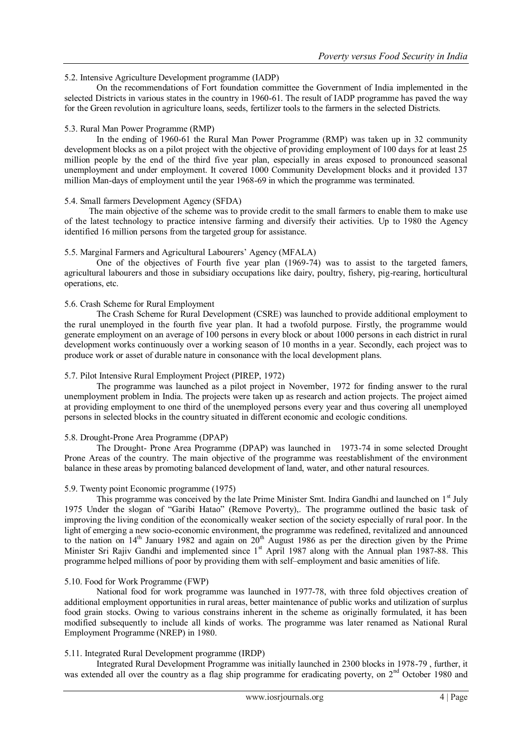### 5.2. Intensive Agriculture Development programme (IADP)

On the recommendations of Fort foundation committee the Government of India implemented in the selected Districts in various states in the country in 1960-61. The result of IADP programme has paved the way for the Green revolution in agriculture loans, seeds, fertilizer tools to the farmers in the selected Districts.

### 5.3. Rural Man Power Programme (RMP)

In the ending of 1960-61 the Rural Man Power Programme (RMP) was taken up in 32 community development blocks as on a pilot project with the objective of providing employment of 100 days for at least 25 million people by the end of the third five year plan, especially in areas exposed to pronounced seasonal unemployment and under employment. It covered 1000 Community Development blocks and it provided 137 million Man-days of employment until the year 1968-69 in which the programme was terminated.

### 5.4. Small farmers Development Agency (SFDA)

The main objective of the scheme was to provide credit to the small farmers to enable them to make use of the latest technology to practice intensive farming and diversify their activities. Up to 1980 the Agency identified 16 million persons from the targeted group for assistance.

### 5.5. Marginal Farmers and Agricultural Labourers' Agency (MFALA)

One of the objectives of Fourth five year plan (1969-74) was to assist to the targeted famers, agricultural labourers and those in subsidiary occupations like dairy, poultry, fishery, pig-rearing, horticultural operations, etc.

### 5.6. Crash Scheme for Rural Employment

The Crash Scheme for Rural Development (CSRE) was launched to provide additional employment to the rural unemployed in the fourth five year plan. It had a twofold purpose. Firstly, the programme would generate employment on an average of 100 persons in every block or about 1000 persons in each district in rural development works continuously over a working season of 10 months in a year. Secondly, each project was to produce work or asset of durable nature in consonance with the local development plans.

### 5.7. Pilot Intensive Rural Employment Project (PIREP, 1972)

The programme was launched as a pilot project in November, 1972 for finding answer to the rural unemployment problem in India. The projects were taken up as research and action projects. The project aimed at providing employment to one third of the unemployed persons every year and thus covering all unemployed persons in selected blocks in the country situated in different economic and ecologic conditions.

### 5.8. Drought-Prone Area Programme (DPAP)

The Drought- Prone Area Programme (DPAP) was launched in 1973-74 in some selected Drought Prone Areas of the country. The main objective of the programme was reestablishment of the environment balance in these areas by promoting balanced development of land, water, and other natural resources.

### 5.9. Twenty point Economic programme (1975)

This programme was conceived by the late Prime Minister Smt. Indira Gandhi and launched on 1st July 1975 Under the slogan of "Garibi Hatao" (Remove Poverty),. The programme outlined the basic task of improving the living condition of the economically weaker section of the society especially of rural poor. In the light of emerging a new socio-economic environment, the programme was redefined, revitalized and announced to the nation on 14th January 1982 and again on 20th August 1986 as per the direction given by the Prime Minister Sri Rajiv Gandhi and implemented since 1st April 1987 along with the Annual plan 1987-88. This programme helped millions of poor by providing them with self–employment and basic amenities of life.

### 5.10. Food for Work Programme (FWP)

National food for work programme was launched in 1977-78, with three fold objectives creation of additional employment opportunities in rural areas, better maintenance of public works and utilization of surplus food grain stocks. Owing to various constrains inherent in the scheme as originally formulated, it has been modified subsequently to include all kinds of works. The programme was later renamed as National Rural Employment Programme (NREP) in 1980.

### 5.11. Integrated Rural Development programme (IRDP)

Integrated Rural Development Programme was initially launched in 2300 blocks in 1978-79 , further, it was extended all over the country as a flag ship programme for eradicating poverty, on 2nd October 1980 and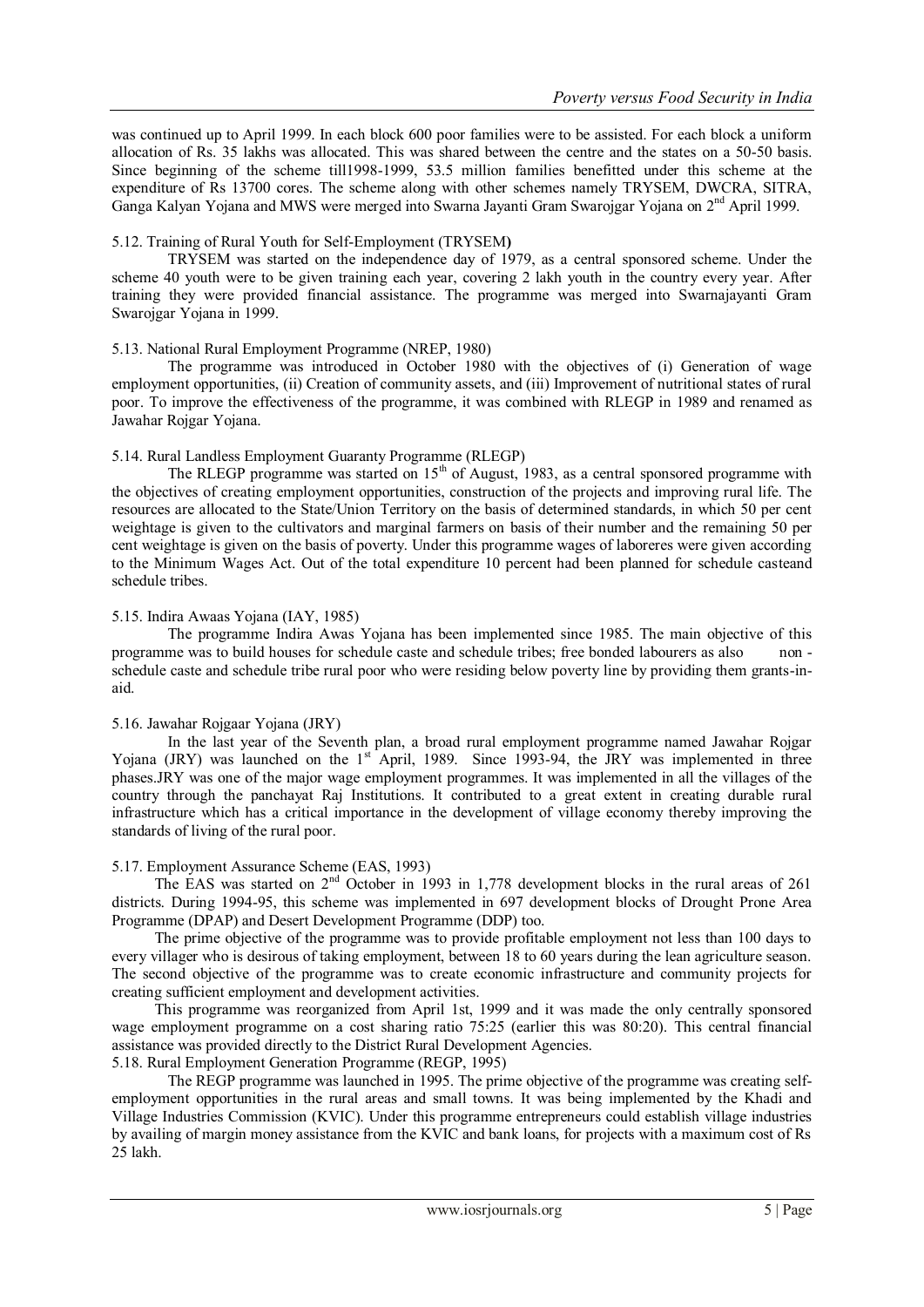was continued up to April 1999. In each block 600 poor families were to be assisted. For each block a uniform allocation of Rs. 35 lakhs was allocated. This was shared between the centre and the states on a 50-50 basis. Since beginning of the scheme till1998-1999, 53.5 million families benefitted under this scheme at the expenditure of Rs 13700 cores. The scheme along with other schemes namely TRYSEM, DWCRA, SITRA, Ganga Kalyan Yojana and MWS were merged into Swarna Jayanti Gram Swarojgar Yojana on 2nd April 1999.

### 5.12. Training of Rural Youth for Self-Employment (TRYSEM)

TRYSEM was started on the independence day of 1979, as a central sponsored scheme. Under the scheme 40 youth were to be given training each year, covering 2 lakh youth in the country every year. After training they were provided financial assistance. The programme was merged into Swarnajayanti Gram Swarojgar Yojana in 1999.

### 5.13. National Rural Employment Programme (NREP, 1980)

The programme was introduced in October 1980 with the objectives of (i) Generation of wage employment opportunities, (ii) Creation of community assets, and (iii) Improvement of nutritional states of rural poor. To improve the effectiveness of the programme, it was combined with RLEGP in 1989 and renamed as Jawahar Rojgar Yojana.

### 5.14. Rural Landless Employment Guaranty Programme (RLEGP)

The RLEGP programme was started on 15th of August, 1983, as a central sponsored programme with the objectives of creating employment opportunities, construction of the projects and improving rural life. The resources are allocated to the State/Union Territory on the basis of determined standards, in which 50 per cent weightage is given to the cultivators and marginal farmers on basis of their number and the remaining 50 per cent weightage is given on the basis of poverty. Under this programme wages of laboreres were given according to the Minimum Wages Act. Out of the total expenditure 10 percent had been planned for schedule casteand schedule tribes.

### 5.15. Indira Awaas Yojana (IAY, 1985)

The programme Indira Awas Yojana has been implemented since 1985. The main objective of this programme was to build houses for schedule caste and schedule tribes; free bonded labourers as also non - schedule caste and schedule tribe rural poor who were residing below poverty line by providing them grants-in-aid.

### 5.16. Jawahar Rojgaar Yojana (JRY)

In the last year of the Seventh plan, a broad rural employment programme named Jawahar Rojgar Yojana (JRY) was launched on the 1st April, 1989. Since 1993-94, the JRY was implemented in three phases.JRY was one of the major wage employment programmes. It was implemented in all the villages of the country through the panchayat Raj Institutions. It contributed to a great extent in creating durable rural infrastructure which has a critical importance in the development of village economy thereby improving the standards of living of the rural poor.

### 5.17. Employment Assurance Scheme (EAS, 1993)

The EAS was started on 2nd October in 1993 in 1,778 development blocks in the rural areas of 261 districts. During 1994-95, this scheme was implemented in 697 development blocks of Drought Prone Area Programme (DPAP) and Desert Development Programme (DDP) too.

The prime objective of the programme was to provide profitable employment not less than 100 days to every villager who is desirous of taking employment, between 18 to 60 years during the lean agriculture season. The second objective of the programme was to create economic infrastructure and community projects for creating sufficient employment and development activities.

This programme was reorganized from April 1st, 1999 and it was made the only centrally sponsored wage employment programme on a cost sharing ratio 75:25 (earlier this was 80:20). This central financial assistance was provided directly to the District Rural Development Agencies.

### 5.18. Rural Employment Generation Programme (REGP, 1995)

The REGP programme was launched in 1995. The prime objective of the programme was creating self-employment opportunities in the rural areas and small towns. It was being implemented by the Khadi and Village Industries Commission (KVIC). Under this programme entrepreneurs could establish village industries by availing of margin money assistance from the KVIC and bank loans, for projects with a maximum cost of Rs 25 lakh.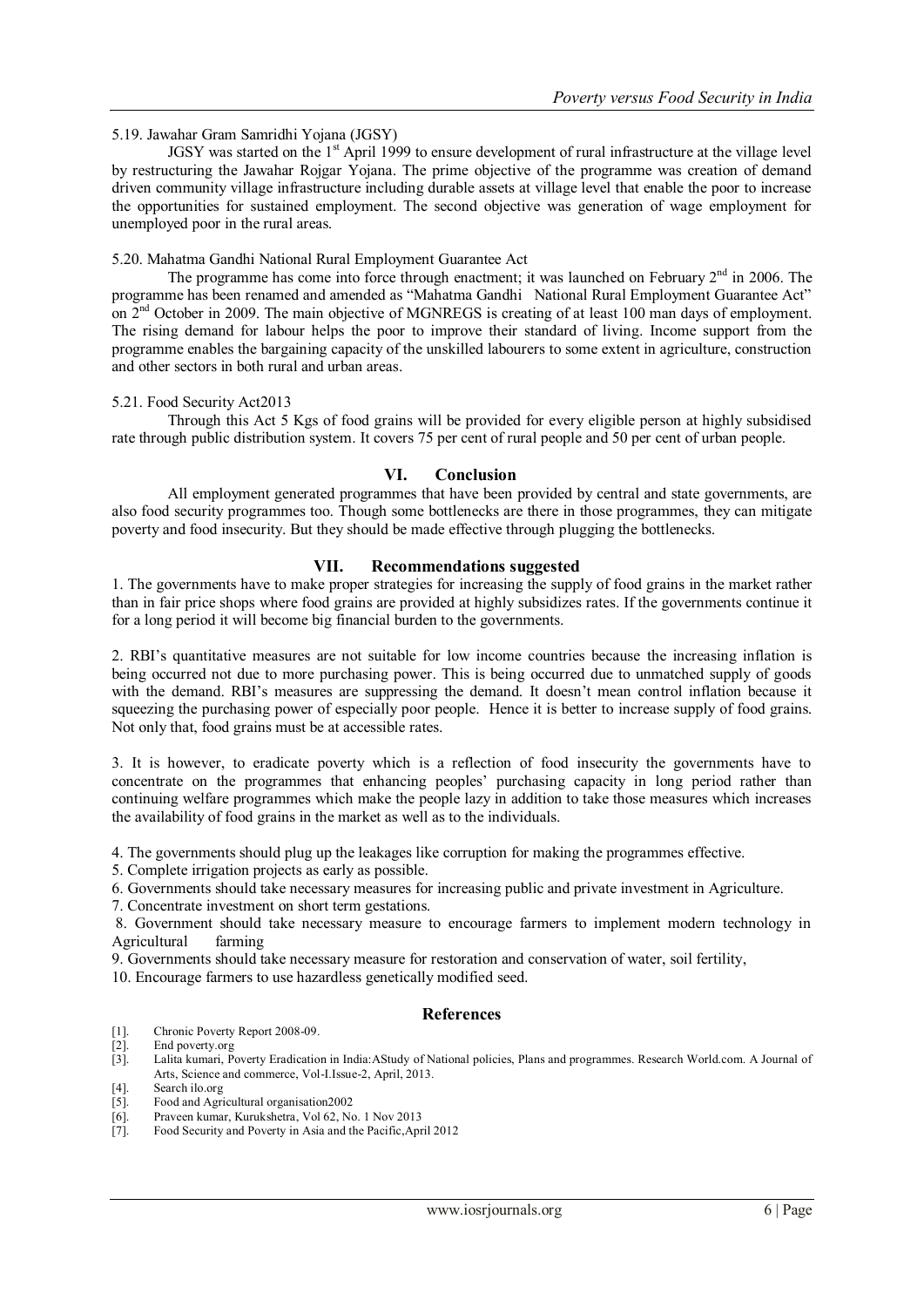5.19. Jawahar Gram Samridhi Yojana (JGSY)

JGSY was started on the 1st April 1999 to ensure development of rural infrastructure at the village level by restructuring the Jawahar Rojgar Yojana. The prime objective of the programme was creation of demand driven community village infrastructure including durable assets at village level that enable the poor to increase the opportunities for sustained employment. The second objective was generation of wage employment for unemployed poor in the rural areas.

5.20. Mahatma Gandhi National Rural Employment Guarantee Act

The programme has come into force through enactment; it was launched on February 2nd in 2006. The programme has been renamed and amended as "Mahatma Gandhi National Rural Employment Guarantee Act" on 2nd October in 2009. The main objective of MGNREGS is creating of at least 100 man days of employment. The rising demand for labour helps the poor to improve their standard of living. Income support from the programme enables the bargaining capacity of the unskilled labourers to some extent in agriculture, construction and other sectors in both rural and urban areas.

5.21. Food Security Act2013

Through this Act 5 Kgs of food grains will be provided for every eligible person at highly subsidised rate through public distribution system. It covers 75 per cent of rural people and 50 per cent of urban people.

## VI. Conclusion

All employment generated programmes that have been provided by central and state governments, are also food security programmes too. Though some bottlenecks are there in those programmes, they can mitigate poverty and food insecurity. But they should be made effective through plugging the bottlenecks.

## VII. Recommendations suggested

1. The governments have to make proper strategies for increasing the supply of food grains in the market rather than in fair price shops where food grains are provided at highly subsidizes rates. If the governments continue it for a long period it will become big financial burden to the governments.

2. RBI's quantitative measures are not suitable for low income countries because the increasing inflation is being occurred not due to more purchasing power. This is being occurred due to unmatched supply of goods with the demand. RBI's measures are suppressing the demand. It doesn't mean control inflation because it squeezing the purchasing power of especially poor people. Hence it is better to increase supply of food grains. Not only that, food grains must be at accessible rates.

3. It is however, to eradicate poverty which is a reflection of food insecurity the governments have to concentrate on the programmes that enhancing peoples' purchasing capacity in long period rather than continuing welfare programmes which make the people lazy in addition to take those measures which increases the availability of food grains in the market as well as to the individuals.

4. The governments should plug up the leakages like corruption for making the programmes effective.
5. Complete irrigation projects as early as possible.
6. Governments should take necessary measures for increasing public and private investment in Agriculture.
7. Concentrate investment on short term gestations.
8. Government should take necessary measure to encourage farmers to implement modern technology in Agricultural farming
9. Governments should take necessary measure for restoration and conservation of water, soil fertility,
10. Encourage farmers to use hazardless genetically modified seed.

## References

[1]. Chronic Poverty Report 2008-09.
[2]. End poverty.org
[3]. Lalita kumari, Poverty Eradication in India:AStudy of National policies, Plans and programmes. Research World.com. A Journal of Arts, Science and commerce, Vol-I.Issue-2, April, 2013.
[4]. Search ilo.org
[5]. Food and Agricultural organisation2002
[6]. Praveen kumar, Kurukshetra, Vol 62, No. 1 Nov 2013
[7]. Food Security and Poverty in Asia and the Pacific,April 2012